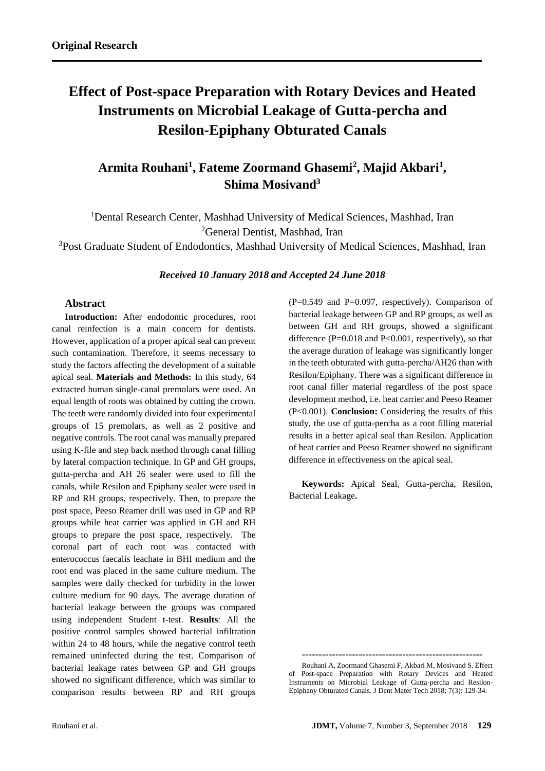**Original Research**

# Effect of Post-space Preparation with Rotary Devices and Heated Instruments on Microbial Leakage of Gutta-percha and Resilon-Epiphany Obturated Canals

## Armita Rouhani[1], Fateme Zoormand Ghasemi[2], Majid Akbari[1], Shima Mosivand[3]

[1]Dental Research Center, Mashhad University of Medical Sciences, Mashhad, Iran
[2]General Dentist, Mashhad, Iran
[3]Post Graduate Student of Endodontics, Mashhad University of Medical Sciences, Mashhad, Iran

***Received 10 January 2018 and Accepted 24 June 2018***

### Abstract

**Introduction:** After endodontic procedures, root canal reinfection is a main concern for dentists. However, application of a proper apical seal can prevent such contamination. Therefore, it seems necessary to study the factors affecting the development of a suitable apical seal. **Materials and Methods:** In this study, 64 extracted human single-canal premolars were used. An equal length of roots was obtained by cutting the crown. The teeth were randomly divided into four experimental groups of 15 premolars, as well as 2 positive and negative controls. The root canal was manually prepared using K-file and step back method through canal filling by lateral compaction technique. In GP and GH groups, gutta-percha and AH 26 sealer were used to fill the canals, while Resilon and Epiphany sealer were used in RP and RH groups, respectively. Then, to prepare the post space, Peeso Reamer drill was used in GP and RP groups while heat carrier was applied in GH and RH groups to prepare the post space, respectively. The coronal part of each root was contacted with enterococcus faecalis leachate in BHI medium and the root end was placed in the same culture medium. The samples were daily checked for turbidity in the lower culture medium for 90 days. The average duration of bacterial leakage between the groups was compared using independent Student t-test. **Results**: All the positive control samples showed bacterial infiltration within 24 to 48 hours, while the negative control teeth remained uninfected during the test. Comparison of bacterial leakage rates between GP and GH groups showed no significant difference, which was similar to comparison results between RP and RH groups (P=0.549 and P=0.097, respectively). Comparison of bacterial leakage between GP and RP groups, as well as between GH and RH groups, showed a significant difference (P=0.018 and P<0.001, respectively), so that the average duration of leakage was significantly longer in the teeth obturated with gutta-percha/AH26 than with Resilon/Epiphany. There was a significant difference in root canal filler material regardless of the post space development method, i.e. heat carrier and Peeso Reamer (P<0.001). **Conclusion:** Considering the results of this study, the use of gutta-percha as a root filling material results in a better apical seal than Resilon. Application of heat carrier and Peeso Reamer showed no significant difference in effectiveness on the apical seal.

**Keywords:** Apical Seal, Gutta-percha, Resilon, Bacterial Leakage**.**

---

Rouhani A, Zoormand Ghasemi F, Akbari M, Mosivand S. Effect of Post-space Preparation with Rotary Devices and Heated Instruments on Microbial Leakage of Gutta-percha and Resilon-Epiphany Obturated Canals. J Dent Mater Tech 2018; 7(3): 129-34.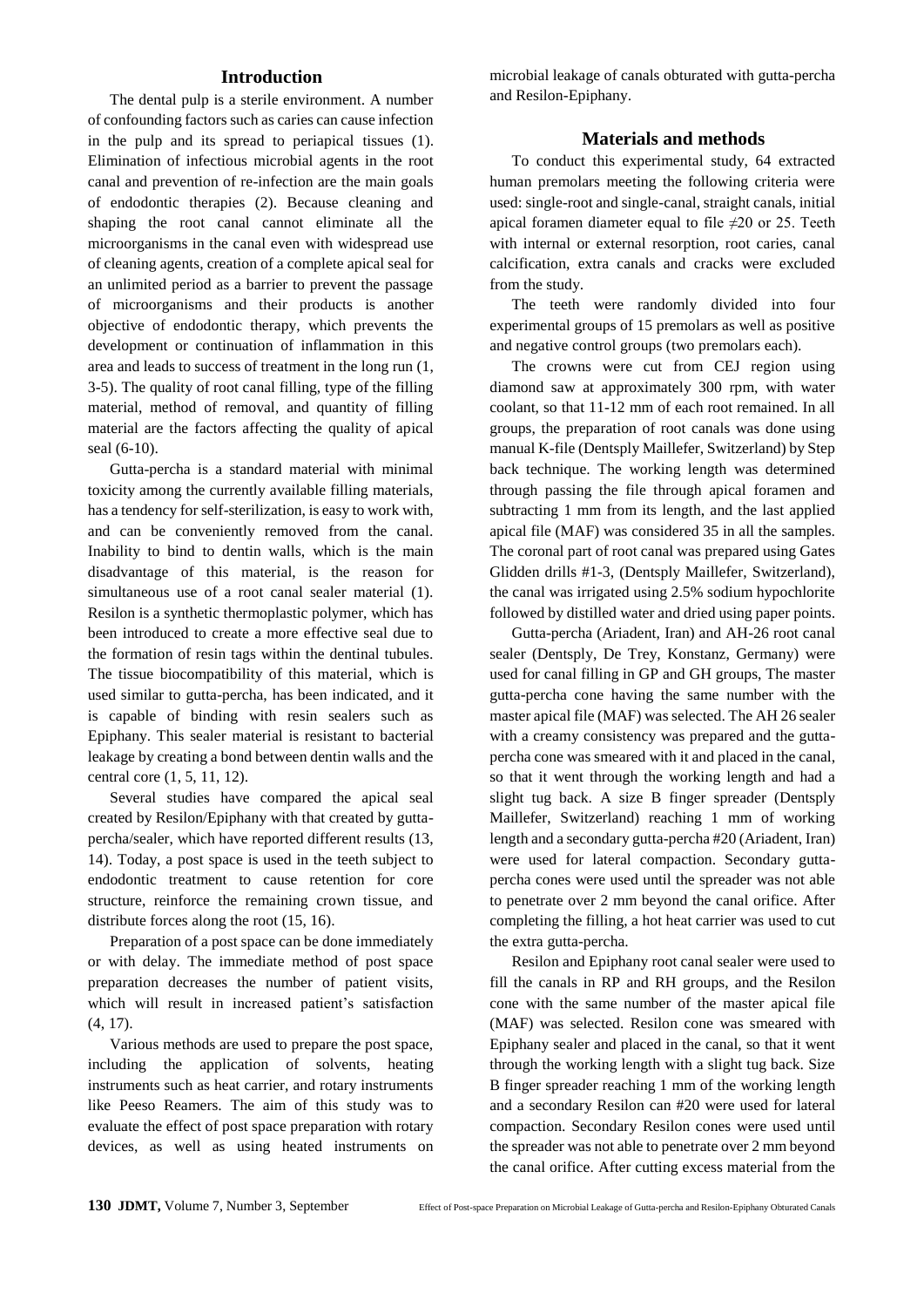## Introduction

The dental pulp is a sterile environment. A number of confounding factors such as caries can cause infection in the pulp and its spread to periapical tissues (1). Elimination of infectious microbial agents in the root canal and prevention of re-infection are the main goals of endodontic therapies (2). Because cleaning and shaping the root canal cannot eliminate all the microorganisms in the canal even with widespread use of cleaning agents, creation of a complete apical seal for an unlimited period as a barrier to prevent the passage of microorganisms and their products is another objective of endodontic therapy, which prevents the development or continuation of inflammation in this area and leads to success of treatment in the long run (1, 3-5). The quality of root canal filling, type of the filling material, method of removal, and quantity of filling material are the factors affecting the quality of apical seal (6-10).

Gutta-percha is a standard material with minimal toxicity among the currently available filling materials, has a tendency for self-sterilization, is easy to work with, and can be conveniently removed from the canal. Inability to bind to dentin walls, which is the main disadvantage of this material, is the reason for simultaneous use of a root canal sealer material (1). Resilon is a synthetic thermoplastic polymer, which has been introduced to create a more effective seal due to the formation of resin tags within the dentinal tubules. The tissue biocompatibility of this material, which is used similar to gutta-percha, has been indicated, and it is capable of binding with resin sealers such as Epiphany. This sealer material is resistant to bacterial leakage by creating a bond between dentin walls and the central core (1, 5, 11, 12).

Several studies have compared the apical seal created by Resilon/Epiphany with that created by gutta-percha/sealer, which have reported different results (13, 14). Today, a post space is used in the teeth subject to endodontic treatment to cause retention for core structure, reinforce the remaining crown tissue, and distribute forces along the root (15, 16).

Preparation of a post space can be done immediately or with delay. The immediate method of post space preparation decreases the number of patient visits, which will result in increased patient's satisfaction (4, 17).

Various methods are used to prepare the post space, including the application of solvents, heating instruments such as heat carrier, and rotary instruments like Peeso Reamers. The aim of this study was to evaluate the effect of post space preparation with rotary devices, as well as using heated instruments on microbial leakage of canals obturated with gutta-percha and Resilon-Epiphany.

## Materials and methods

To conduct this experimental study, 64 extracted human premolars meeting the following criteria were used: single-root and single-canal, straight canals, initial apical foramen diameter equal to file ≠20 or 25. Teeth with internal or external resorption, root caries, canal calcification, extra canals and cracks were excluded from the study.

The teeth were randomly divided into four experimental groups of 15 premolars as well as positive and negative control groups (two premolars each).

The crowns were cut from CEJ region using diamond saw at approximately 300 rpm, with water coolant, so that 11-12 mm of each root remained. In all groups, the preparation of root canals was done using manual K-file (Dentsply Maillefer, Switzerland) by Step back technique. The working length was determined through passing the file through apical foramen and subtracting 1 mm from its length, and the last applied apical file (MAF) was considered 35 in all the samples. The coronal part of root canal was prepared using Gates Glidden drills #1-3, (Dentsply Maillefer, Switzerland), the canal was irrigated using 2.5% sodium hypochlorite followed by distilled water and dried using paper points.

Gutta-percha (Ariadent, Iran) and AH-26 root canal sealer (Dentsply, De Trey, Konstanz, Germany) were used for canal filling in GP and GH groups, The master gutta-percha cone having the same number with the master apical file (MAF) was selected. The AH 26 sealer with a creamy consistency was prepared and the gutta-percha cone was smeared with it and placed in the canal, so that it went through the working length and had a slight tug back. A size B finger spreader (Dentsply Maillefer, Switzerland) reaching 1 mm of working length and a secondary gutta-percha #20 (Ariadent, Iran) were used for lateral compaction. Secondary gutta-percha cones were used until the spreader was not able to penetrate over 2 mm beyond the canal orifice. After completing the filling, a hot heat carrier was used to cut the extra gutta-percha.

Resilon and Epiphany root canal sealer were used to fill the canals in RP and RH groups, and the Resilon cone with the same number of the master apical file (MAF) was selected. Resilon cone was smeared with Epiphany sealer and placed in the canal, so that it went through the working length with a slight tug back. Size B finger spreader reaching 1 mm of the working length and a secondary Resilon can #20 were used for lateral compaction. Secondary Resilon cones were used until the spreader was not able to penetrate over 2 mm beyond the canal orifice. After cutting excess material from the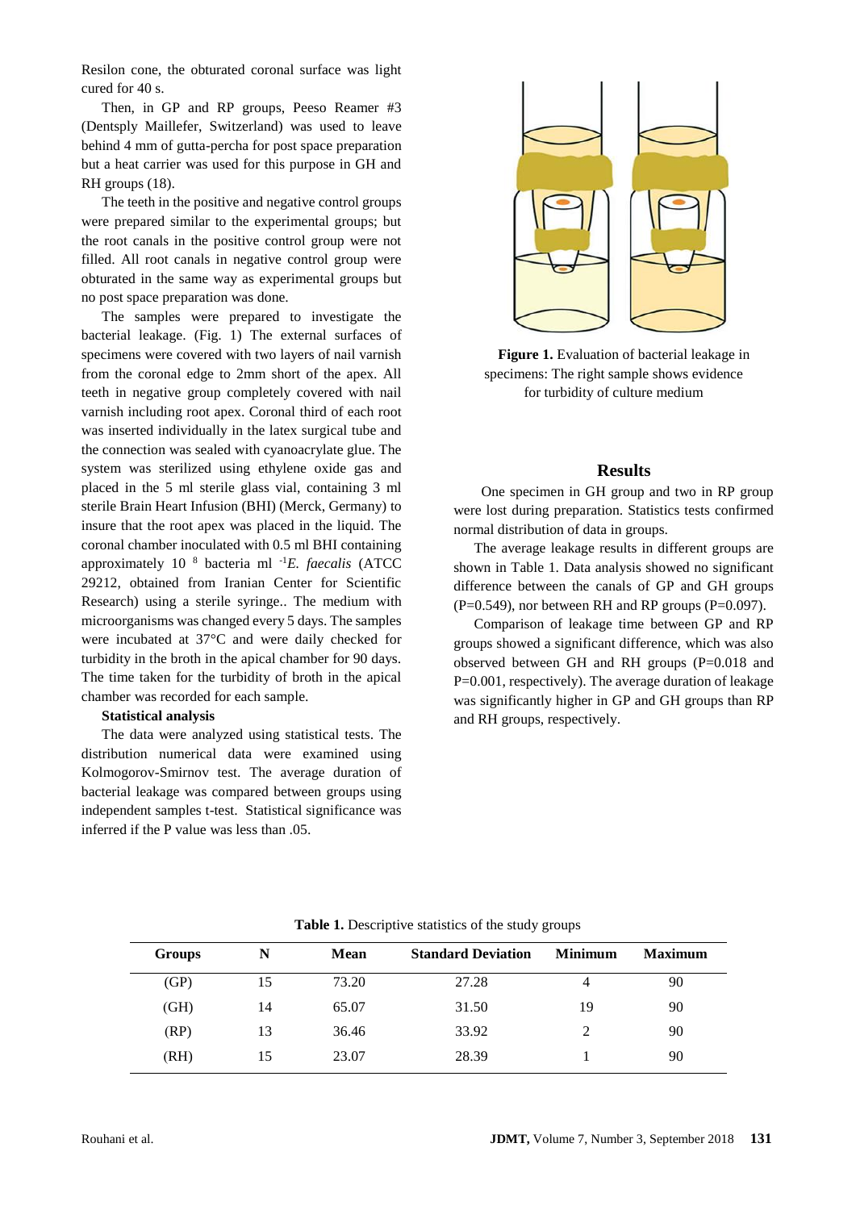Resilon cone, the obturated coronal surface was light cured for 40 s.

Then, in GP and RP groups, Peeso Reamer #3 (Dentsply Maillefer, Switzerland) was used to leave behind 4 mm of gutta-percha for post space preparation but a heat carrier was used for this purpose in GH and RH groups (18).

The teeth in the positive and negative control groups were prepared similar to the experimental groups; but the root canals in the positive control group were not filled. All root canals in negative control group were obturated in the same way as experimental groups but no post space preparation was done.

The samples were prepared to investigate the bacterial leakage. (Fig. 1) The external surfaces of specimens were covered with two layers of nail varnish from the coronal edge to 2mm short of the apex. All teeth in negative group completely covered with nail varnish including root apex. Coronal third of each root was inserted individually in the latex surgical tube and the connection was sealed with cyanoacrylate glue. The system was sterilized using ethylene oxide gas and placed in the 5 ml sterile glass vial, containing 3 ml sterile Brain Heart Infusion (BHI) (Merck, Germany) to insure that the root apex was placed in the liquid. The coronal chamber inoculated with 0.5 ml BHI containing approximately $10^{8}$ bacteria $ml^{-1}$ *E. faecalis* (ATCC 29212, obtained from Iranian Center for Scientific Research) using a sterile syringe.. The medium with microorganisms was changed every 5 days. The samples were incubated at 37°C and were daily checked for turbidity in the broth in the apical chamber for 90 days. The time taken for the turbidity of broth in the apical chamber was recorded for each sample.

**Statistical analysis**

The data were analyzed using statistical tests. The distribution numerical data were examined using Kolmogorov-Smirnov test. The average duration of bacterial leakage was compared between groups using independent samples t-test. Statistical significance was inferred if the P value was less than .05.

**Figure 1.** Evaluation of bacterial leakage in specimens: The right sample shows evidence for turbidity of culture medium

## Results

One specimen in GH group and two in RP group were lost during preparation. Statistics tests confirmed normal distribution of data in groups.

The average leakage results in different groups are shown in Table 1. Data analysis showed no significant difference between the canals of GP and GH groups (P=0.549), nor between RH and RP groups (P=0.097).

Comparison of leakage time between GP and RP groups showed a significant difference, which was also observed between GH and RH groups (P=0.018 and P=0.001, respectively). The average duration of leakage was significantly higher in GP and GH groups than RP and RH groups, respectively.

**Table 1.** Descriptive statistics of the study groups

| Groups | N | Mean | Standard Deviation | Minimum | Maximum |
|---|---|---|---|---|---|
| (GP) | 15 | 73.20 | 27.28 | 4 | 90 |
| (GH) | 14 | 65.07 | 31.50 | 19 | 90 |
| (RP) | 13 | 36.46 | 33.92 | 2 | 90 |
| (RH) | 15 | 23.07 | 28.39 | 1 | 90 |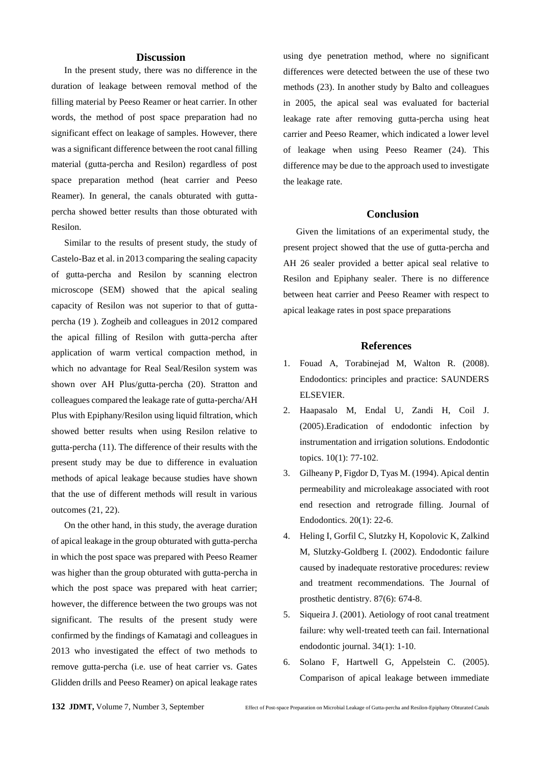## Discussion

In the present study, there was no difference in the duration of leakage between removal method of the filling material by Peeso Reamer or heat carrier. In other words, the method of post space preparation had no significant effect on leakage of samples. However, there was a significant difference between the root canal filling material (gutta-percha and Resilon) regardless of post space preparation method (heat carrier and Peeso Reamer). In general, the canals obturated with gutta-percha showed better results than those obturated with Resilon.

Similar to the results of present study, the study of Castelo-Baz et al. in 2013 comparing the sealing capacity of gutta-percha and Resilon by scanning electron microscope (SEM) showed that the apical sealing capacity of Resilon was not superior to that of gutta-percha (19 ). Zogheib and colleagues in 2012 compared the apical filling of Resilon with gutta-percha after application of warm vertical compaction method, in which no advantage for Real Seal/Resilon system was shown over AH Plus/gutta-percha (20). Stratton and colleagues compared the leakage rate of gutta-percha/AH Plus with Epiphany/Resilon using liquid filtration, which showed better results when using Resilon relative to gutta-percha (11). The difference of their results with the present study may be due to difference in evaluation methods of apical leakage because studies have shown that the use of different methods will result in various outcomes (21, 22).

On the other hand, in this study, the average duration of apical leakage in the group obturated with gutta-percha in which the post space was prepared with Peeso Reamer was higher than the group obturated with gutta-percha in which the post space was prepared with heat carrier; however, the difference between the two groups was not significant. The results of the present study were confirmed by the findings of Kamatagi and colleagues in 2013 who investigated the effect of two methods to remove gutta-percha (i.e. use of heat carrier vs. Gates Glidden drills and Peeso Reamer) on apical leakage rates using dye penetration method, where no significant differences were detected between the use of these two methods (23). In another study by Balto and colleagues in 2005, the apical seal was evaluated for bacterial leakage rate after removing gutta-percha using heat carrier and Peeso Reamer, which indicated a lower level of leakage when using Peeso Reamer (24). This difference may be due to the approach used to investigate the leakage rate.

## Conclusion

Given the limitations of an experimental study, the present project showed that the use of gutta-percha and AH 26 sealer provided a better apical seal relative to Resilon and Epiphany sealer. There is no difference between heat carrier and Peeso Reamer with respect to apical leakage rates in post space preparations

## References

1. Fouad A, Torabinejad M, Walton R. (2008). Endodontics: principles and practice: SAUNDERS ELSEVIER.
2. Haapasalo M, Endal U, Zandi H, Coil J. (2005).Eradication of endodontic infection by instrumentation and irrigation solutions. Endodontic topics. 10(1): 77-102.
3. Gilheany P, Figdor D, Tyas M. (1994). Apical dentin permeability and microleakage associated with root end resection and retrograde filling. Journal of Endodontics. 20(1): 22-6.
4. Heling I, Gorfil C, Slutzky H, Kopolovic K, Zalkind M, Slutzky-Goldberg I. (2002). Endodontic failure caused by inadequate restorative procedures: review and treatment recommendations. The Journal of prosthetic dentistry. 87(6): 674-8.
5. Siqueira J. (2001). Aetiology of root canal treatment failure: why well-treated teeth can fail. International endodontic journal. 34(1): 1-10.
6. Solano F, Hartwell G, Appelstein C. (2005). Comparison of apical leakage between immediate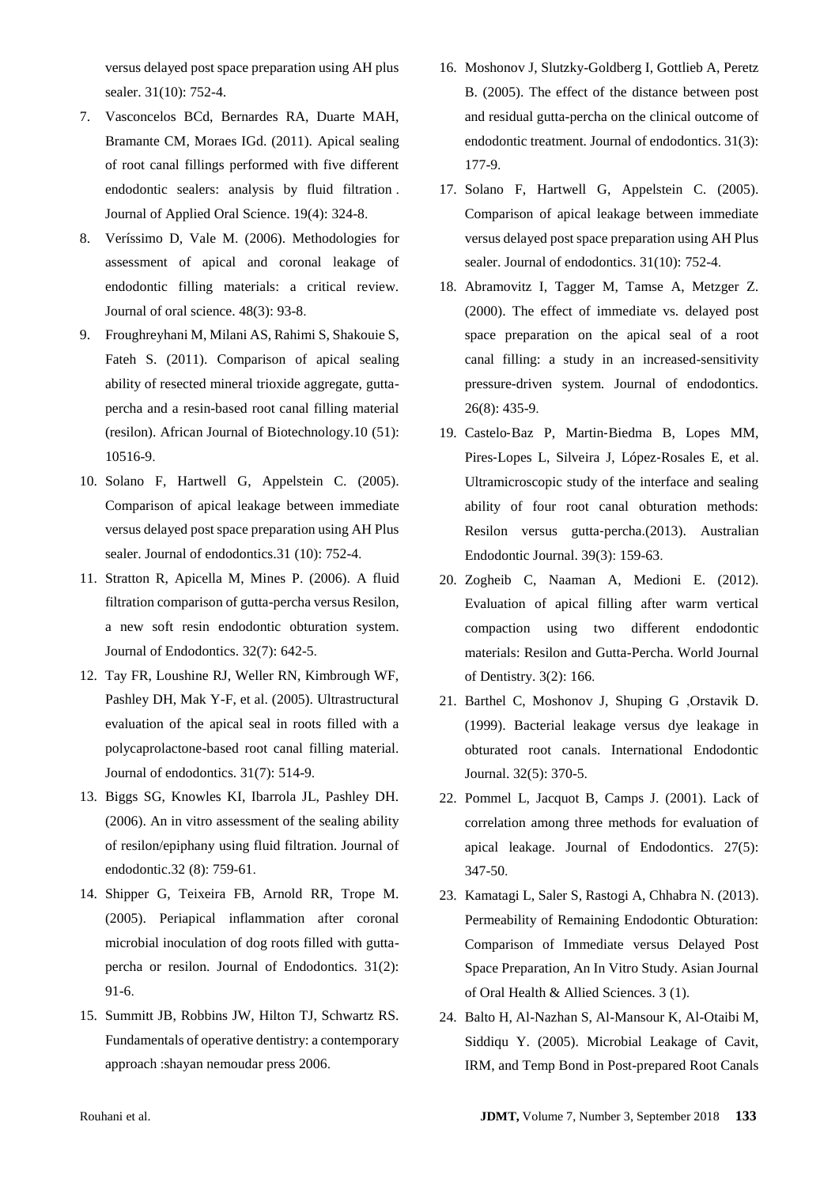versus delayed post space preparation using AH plus sealer. 31(10): 752-4.

7. Vasconcelos BCd, Bernardes RA, Duarte MAH, Bramante CM, Moraes IGd. (2011). Apical sealing of root canal fillings performed with five different endodontic sealers: analysis by fluid filtration. Journal of Applied Oral Science. 19(4): 324-8.
8. Veríssimo D, Vale M. (2006). Methodologies for assessment of apical and coronal leakage of endodontic filling materials: a critical review. Journal of oral science. 48(3): 93-8.
9. Froughreyhani M, Milani AS, Rahimi S, Shakouie S, Fateh S. (2011). Comparison of apical sealing ability of resected mineral trioxide aggregate, gutta-percha and a resin-based root canal filling material (resilon). African Journal of Biotechnology.10 (51): 10516-9.
10. Solano F, Hartwell G, Appelstein C. (2005). Comparison of apical leakage between immediate versus delayed post space preparation using AH Plus sealer. Journal of endodontics.31 (10): 752-4.
11. Stratton R, Apicella M, Mines P. (2006). A fluid filtration comparison of gutta-percha versus Resilon, a new soft resin endodontic obturation system. Journal of Endodontics. 32(7): 642-5.
12. Tay FR, Loushine RJ, Weller RN, Kimbrough WF, Pashley DH, Mak Y-F, et al. (2005). Ultrastructural evaluation of the apical seal in roots filled with a polycaprolactone-based root canal filling material. Journal of endodontics. 31(7): 514-9.
13. Biggs SG, Knowles KI, Ibarrola JL, Pashley DH. (2006). An in vitro assessment of the sealing ability of resilon/epiphany using fluid filtration. Journal of endodontic.32 (8): 759-61.
14. Shipper G, Teixeira FB, Arnold RR, Trope M. (2005). Periapical inflammation after coronal microbial inoculation of dog roots filled with gutta-percha or resilon. Journal of Endodontics. 31(2): 91-6.
15. Summitt JB, Robbins JW, Hilton TJ, Schwartz RS. Fundamentals of operative dentistry: a contemporary approach :shayan nemoudar press 2006.
16. Moshonov J, Slutzky-Goldberg I, Gottlieb A, Peretz B. (2005). The effect of the distance between post and residual gutta-percha on the clinical outcome of endodontic treatment. Journal of endodontics. 31(3): 177-9.
17. Solano F, Hartwell G, Appelstein C. (2005). Comparison of apical leakage between immediate versus delayed post space preparation using AH Plus sealer. Journal of endodontics. 31(10): 752-4.
18. Abramovitz I, Tagger M, Tamse A, Metzger Z. (2000). The effect of immediate vs. delayed post space preparation on the apical seal of a root canal filling: a study in an increased-sensitivity pressure-driven system. Journal of endodontics. 26(8): 435-9.
19. Castelo‐Baz P, Martin‐Biedma B, Lopes MM, Pires‐Lopes L, Silveira J, López‐Rosales E, et al. Ultramicroscopic study of the interface and sealing ability of four root canal obturation methods: Resilon versus gutta‐percha.(2013). Australian Endodontic Journal. 39(3): 159-63.
20. Zogheib C, Naaman A, Medioni E. (2012). Evaluation of apical filling after warm vertical compaction using two different endodontic materials: Resilon and Gutta-Percha. World Journal of Dentistry. 3(2): 166.
21. Barthel C, Moshonov J, Shuping G ,Orstavik D. (1999). Bacterial leakage versus dye leakage in obturated root canals. International Endodontic Journal. 32(5): 370-5.
22. Pommel L, Jacquot B, Camps J. (2001). Lack of correlation among three methods for evaluation of apical leakage. Journal of Endodontics. 27(5): 347-50.
23. Kamatagi L, Saler S, Rastogi A, Chhabra N. (2013). Permeability of Remaining Endodontic Obturation: Comparison of Immediate versus Delayed Post Space Preparation, An In Vitro Study. Asian Journal of Oral Health & Allied Sciences. 3 (1).
24. Balto H, Al-Nazhan S, Al-Mansour K, Al-Otaibi M, Siddiqu Y. (2005). Microbial Leakage of Cavit, IRM, and Temp Bond in Post-prepared Root Canals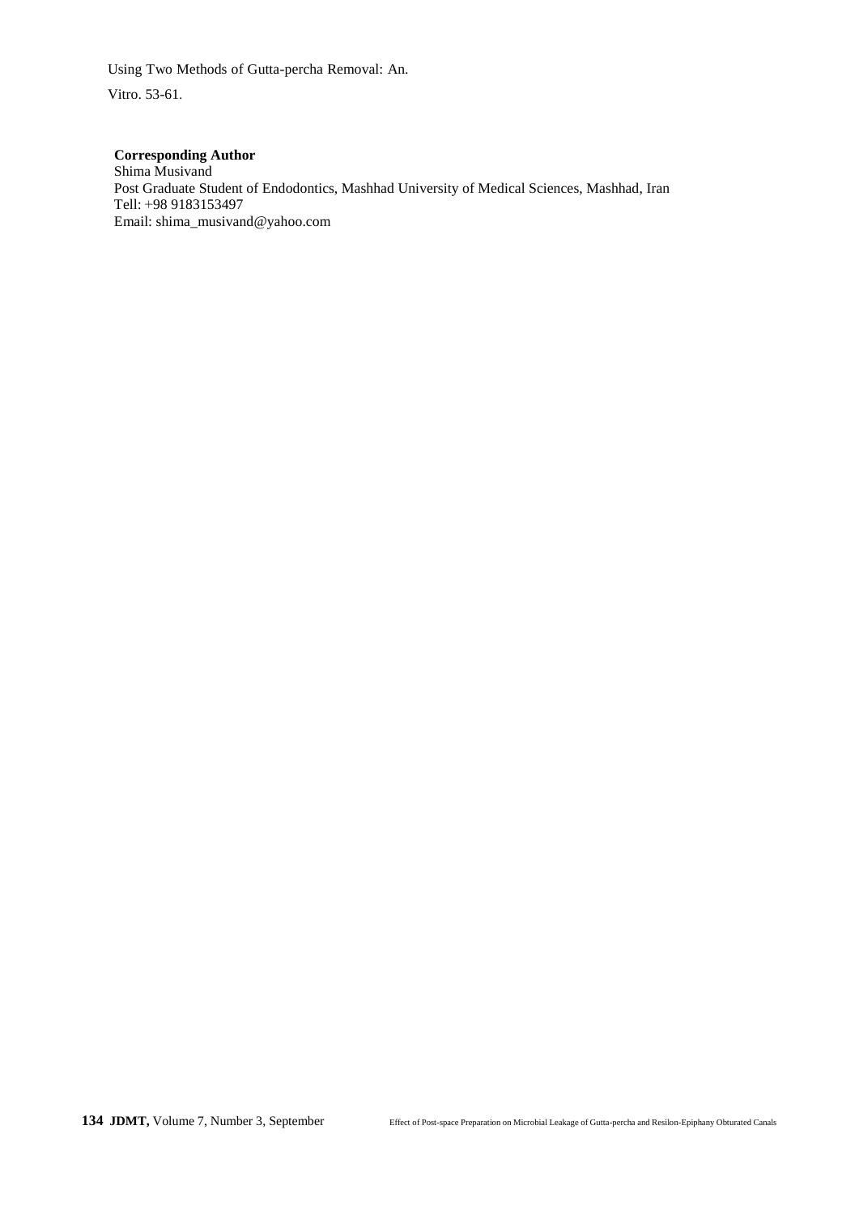Using Two Methods of Gutta-percha Removal: An.

Vitro. 53-61.

**Corresponding Author**
Shima Musivand
Post Graduate Student of Endodontics, Mashhad University of Medical Sciences, Mashhad, Iran
Tell: +98 9183153497
Email: shima_musivand@yahoo.com